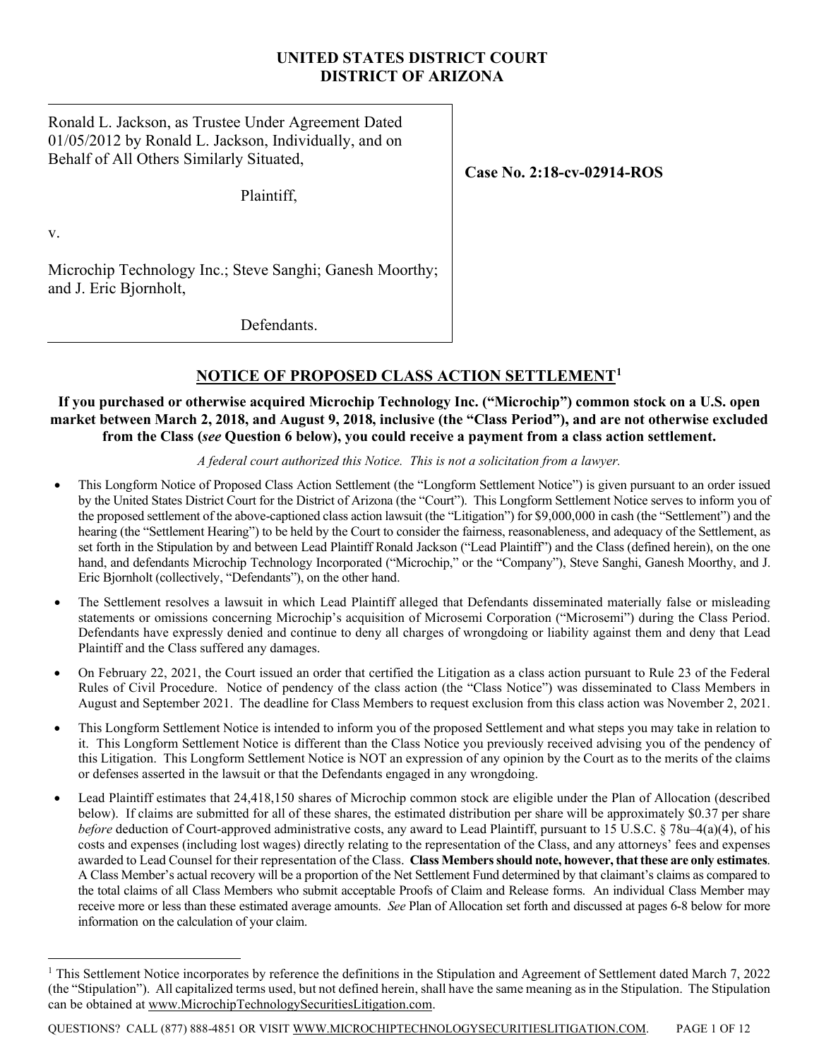**UNITED STATES DISTRICT COURT**
**DISTRICT OF ARIZONA**

| | |
|---|---|
| Ronald L. Jackson, as Trustee Under Agreement Dated 01/05/2012 by Ronald L. Jackson, Individually, and on Behalf of All Others Similarly Situated,<br><br>Plaintiff,<br><br>v.<br><br>Microchip Technology Inc.; Steve Sanghi; Ganesh Moorthy; and J. Eric Bjornholt,<br><br>Defendants. | **Case No. 2:18-cv-02914-ROS** |

## NOTICE OF PROPOSED CLASS ACTION SETTLEMENT[1]

**If you purchased or otherwise acquired Microchip Technology Inc. ("Microchip") common stock on a U.S. open market between March 2, 2018, and August 9, 2018, inclusive (the "Class Period"), and are not otherwise excluded from the Class (*see* Question 6 below), you could receive a payment from a class action settlement.**

*A federal court authorized this Notice. This is not a solicitation from a lawyer.*

- This Longform Notice of Proposed Class Action Settlement (the "Longform Settlement Notice") is given pursuant to an order issued by the United States District Court for the District of Arizona (the "Court"). This Longform Settlement Notice serves to inform you of the proposed settlement of the above-captioned class action lawsuit (the "Litigation") for $9,000,000 in cash (the "Settlement") and the hearing (the "Settlement Hearing") to be held by the Court to consider the fairness, reasonableness, and adequacy of the Settlement, as set forth in the Stipulation by and between Lead Plaintiff Ronald Jackson ("Lead Plaintiff") and the Class (defined herein), on the one hand, and defendants Microchip Technology Incorporated ("Microchip," or the "Company"), Steve Sanghi, Ganesh Moorthy, and J. Eric Bjornholt (collectively, "Defendants"), on the other hand.
- The Settlement resolves a lawsuit in which Lead Plaintiff alleged that Defendants disseminated materially false or misleading statements or omissions concerning Microchip's acquisition of Microsemi Corporation ("Microsemi") during the Class Period. Defendants have expressly denied and continue to deny all charges of wrongdoing or liability against them and deny that Lead Plaintiff and the Class suffered any damages.
- On February 22, 2021, the Court issued an order that certified the Litigation as a class action pursuant to Rule 23 of the Federal Rules of Civil Procedure. Notice of pendency of the class action (the "Class Notice") was disseminated to Class Members in August and September 2021. The deadline for Class Members to request exclusion from this class action was November 2, 2021.
- This Longform Settlement Notice is intended to inform you of the proposed Settlement and what steps you may take in relation to it. This Longform Settlement Notice is different than the Class Notice you previously received advising you of the pendency of this Litigation. This Longform Settlement Notice is NOT an expression of any opinion by the Court as to the merits of the claims or defenses asserted in the lawsuit or that the Defendants engaged in any wrongdoing.
- Lead Plaintiff estimates that 24,418,150 shares of Microchip common stock are eligible under the Plan of Allocation (described below). If claims are submitted for all of these shares, the estimated distribution per share will be approximately $0.37 per share *before* deduction of Court-approved administrative costs, any award to Lead Plaintiff, pursuant to 15 U.S.C. § 78u–4(a)(4), of his costs and expenses (including lost wages) directly relating to the representation of the Class, and any attorneys' fees and expenses awarded to Lead Counsel for their representation of the Class. **Class Members should note, however, that these are only estimates**. A Class Member's actual recovery will be a proportion of the Net Settlement Fund determined by that claimant's claims as compared to the total claims of all Class Members who submit acceptable Proofs of Claim and Release forms. An individual Class Member may receive more or less than these estimated average amounts. *See* Plan of Allocation set forth and discussed at pages 6-8 below for more information on the calculation of your claim.

[1] This Settlement Notice incorporates by reference the definitions in the Stipulation and Agreement of Settlement dated March 7, 2022 (the "Stipulation"). All capitalized terms used, but not defined herein, shall have the same meaning as in the Stipulation. The Stipulation can be obtained at www.MicrochipTechnologySecuritiesLitigation.com.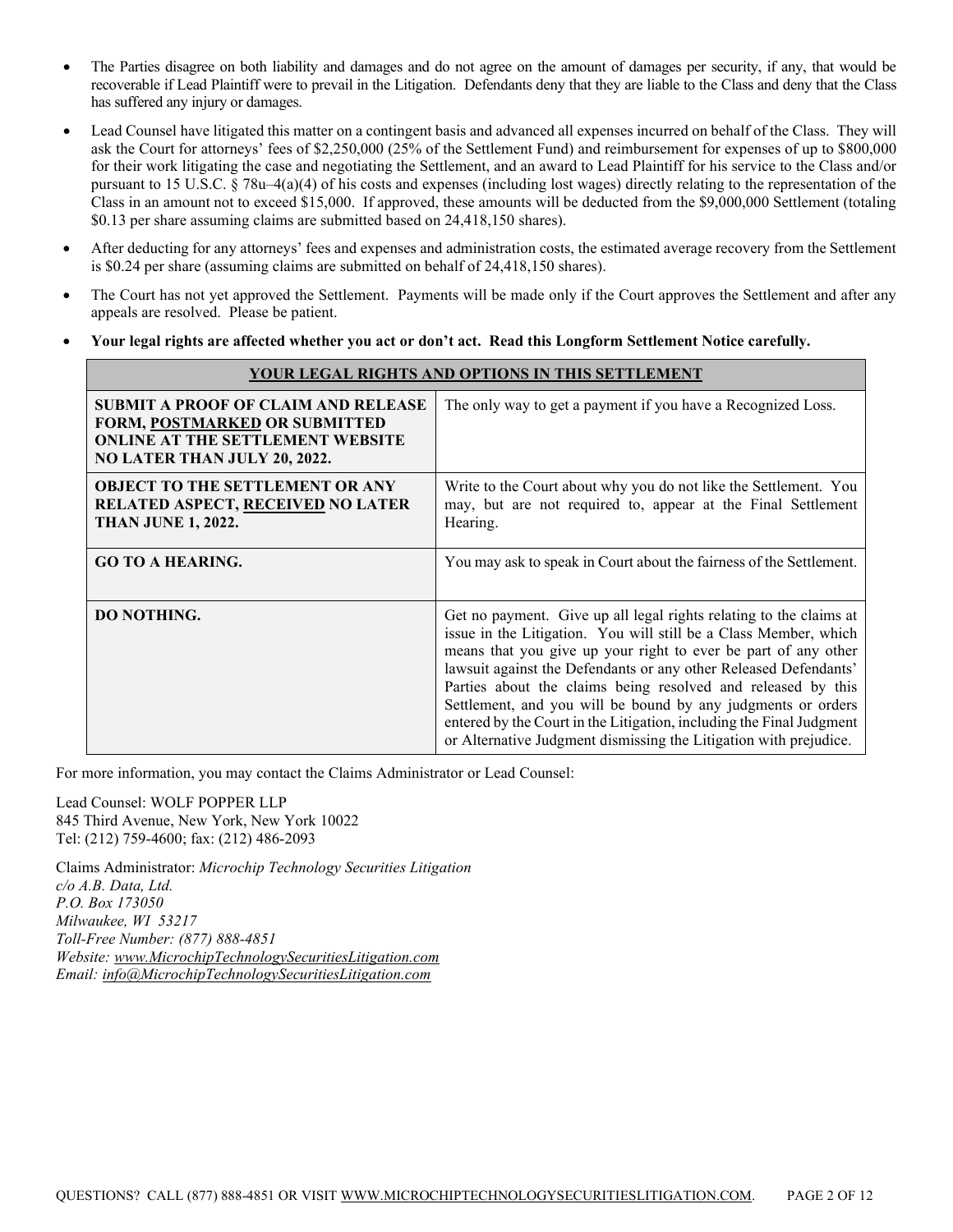- The Parties disagree on both liability and damages and do not agree on the amount of damages per security, if any, that would be recoverable if Lead Plaintiff were to prevail in the Litigation. Defendants deny that they are liable to the Class and deny that the Class has suffered any injury or damages.
- Lead Counsel have litigated this matter on a contingent basis and advanced all expenses incurred on behalf of the Class. They will ask the Court for attorneys' fees of $2,250,000 (25% of the Settlement Fund) and reimbursement for expenses of up to $800,000 for their work litigating the case and negotiating the Settlement, and an award to Lead Plaintiff for his service to the Class and/or pursuant to 15 U.S.C. § 78u–4(a)(4) of his costs and expenses (including lost wages) directly relating to the representation of the Class in an amount not to exceed $15,000. If approved, these amounts will be deducted from the $9,000,000 Settlement (totaling $0.13 per share assuming claims are submitted based on 24,418,150 shares).
- After deducting for any attorneys' fees and expenses and administration costs, the estimated average recovery from the Settlement is $0.24 per share (assuming claims are submitted on behalf of 24,418,150 shares).
- The Court has not yet approved the Settlement. Payments will be made only if the Court approves the Settlement and after any appeals are resolved. Please be patient.
- **Your legal rights are affected whether you act or don't act. Read this Longform Settlement Notice carefully.**

| **YOUR LEGAL RIGHTS AND OPTIONS IN THIS SETTLEMENT** | |
|---|---|
| **SUBMIT A PROOF OF CLAIM AND RELEASE FORM, POSTMARKED OR SUBMITTED ONLINE AT THE SETTLEMENT WEBSITE NO LATER THAN JULY 20, 2022.** | The only way to get a payment if you have a Recognized Loss. |
| **OBJECT TO THE SETTLEMENT OR ANY RELATED ASPECT, RECEIVED NO LATER THAN JUNE 1, 2022.** | Write to the Court about why you do not like the Settlement. You may, but are not required to, appear at the Final Settlement Hearing. |
| **GO TO A HEARING.** | You may ask to speak in Court about the fairness of the Settlement. |
| **DO NOTHING.** | Get no payment. Give up all legal rights relating to the claims at issue in the Litigation. You will still be a Class Member, which means that you give up your right to ever be part of any other lawsuit against the Defendants or any other Released Defendants' Parties about the claims being resolved and released by this Settlement, and you will be bound by any judgments or orders entered by the Court in the Litigation, including the Final Judgment or Alternative Judgment dismissing the Litigation with prejudice. |

For more information, you may contact the Claims Administrator or Lead Counsel:

Lead Counsel: WOLF POPPER LLP
845 Third Avenue, New York, New York 10022
Tel: (212) 759-4600; fax: (212) 486-2093

Claims Administrator: *Microchip Technology Securities Litigation*
*c/o A.B. Data, Ltd.*
*P.O. Box 173050*
*Milwaukee, WI 53217*
*Toll-Free Number: (877) 888-4851*
*Website: www.MicrochipTechnologySecuritiesLitigation.com*
*Email: info@MicrochipTechnologySecuritiesLitigation.com*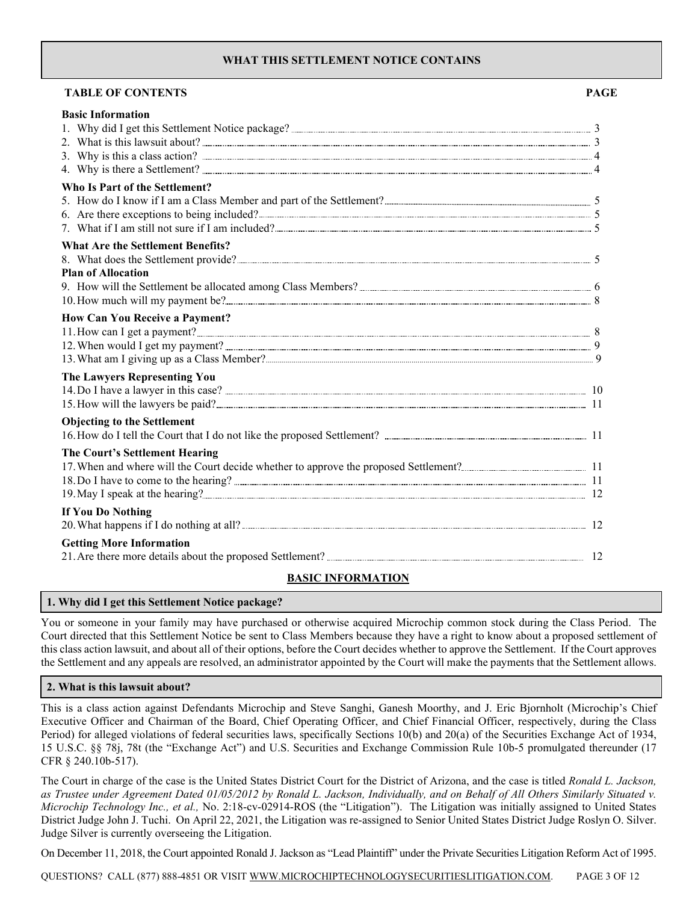## WHAT THIS SETTLEMENT NOTICE CONTAINS

| TABLE OF CONTENTS | PAGE |
|---|---|
| **Basic Information** | |
| 1. Why did I get this Settlement Notice package? | 3 |
| 2. What is this lawsuit about? | 3 |
| 3. Why is this a class action? | 4 |
| 4. Why is there a Settlement? | 4 |
| **Who Is Part of the Settlement?** | |
| 5. How do I know if I am a Class Member and part of the Settlement? | 5 |
| 6. Are there exceptions to being included? | 5 |
| 7. What if I am still not sure if I am included? | 5 |
| **What Are the Settlement Benefits?** | |
| 8. What does the Settlement provide? | 5 |
| **Plan of Allocation** | |
| 9. How will the Settlement be allocated among Class Members? | 6 |
| 10. How much will my payment be? | 8 |
| **How Can You Receive a Payment?** | |
| 11. How can I get a payment? | 8 |
| 12. When would I get my payment? | 9 |
| 13. What am I giving up as a Class Member? | 9 |
| **The Lawyers Representing You** | |
| 14. Do I have a lawyer in this case? | 10 |
| 15. How will the lawyers be paid? | 11 |
| **Objecting to the Settlement** | |
| 16. How do I tell the Court that I do not like the proposed Settlement? | 11 |
| **The Court's Settlement Hearing** | |
| 17. When and where will the Court decide whether to approve the proposed Settlement? | 11 |
| 18. Do I have to come to the hearing? | 11 |
| 19. May I speak at the hearing? | 12 |
| **If You Do Nothing** | |
| 20. What happens if I do nothing at all? | 12 |
| **Getting More Information** | |
| 21. Are there more details about the proposed Settlement? | 12 |

## BASIC INFORMATION

### 1. Why did I get this Settlement Notice package?

You or someone in your family may have purchased or otherwise acquired Microchip common stock during the Class Period. The Court directed that this Settlement Notice be sent to Class Members because they have a right to know about a proposed settlement of this class action lawsuit, and about all of their options, before the Court decides whether to approve the Settlement. If the Court approves the Settlement and any appeals are resolved, an administrator appointed by the Court will make the payments that the Settlement allows.

### 2. What is this lawsuit about?

This is a class action against Defendants Microchip and Steve Sanghi, Ganesh Moorthy, and J. Eric Bjornholt (Microchip's Chief Executive Officer and Chairman of the Board, Chief Operating Officer, and Chief Financial Officer, respectively, during the Class Period) for alleged violations of federal securities laws, specifically Sections 10(b) and 20(a) of the Securities Exchange Act of 1934, 15 U.S.C. §§ 78j, 78t (the "Exchange Act") and U.S. Securities and Exchange Commission Rule 10b-5 promulgated thereunder (17 CFR § 240.10b-517).

The Court in charge of the case is the United States District Court for the District of Arizona, and the case is titled *Ronald L. Jackson, as Trustee under Agreement Dated 01/05/2012 by Ronald L. Jackson, Individually, and on Behalf of All Others Similarly Situated v. Microchip Technology Inc., et al.,* No. 2:18-cv-02914-ROS (the "Litigation"). The Litigation was initially assigned to United States District Judge John J. Tuchi. On April 22, 2021, the Litigation was re-assigned to Senior United States District Judge Roslyn O. Silver. Judge Silver is currently overseeing the Litigation.

On December 11, 2018, the Court appointed Ronald J. Jackson as "Lead Plaintiff" under the Private Securities Litigation Reform Act of 1995.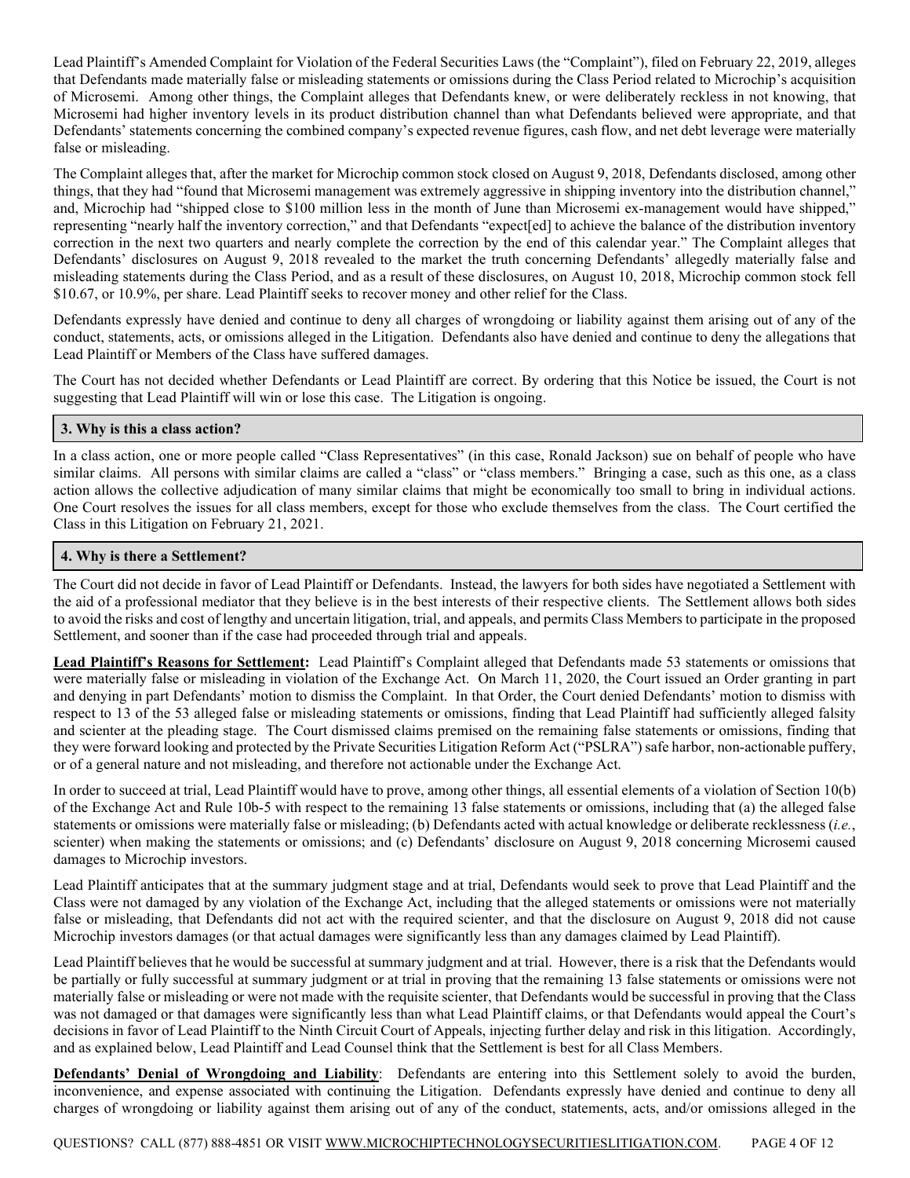Lead Plaintiff's Amended Complaint for Violation of the Federal Securities Laws (the "Complaint"), filed on February 22, 2019, alleges that Defendants made materially false or misleading statements or omissions during the Class Period related to Microchip's acquisition of Microsemi. Among other things, the Complaint alleges that Defendants knew, or were deliberately reckless in not knowing, that Microsemi had higher inventory levels in its product distribution channel than what Defendants believed were appropriate, and that Defendants' statements concerning the combined company's expected revenue figures, cash flow, and net debt leverage were materially false or misleading.

The Complaint alleges that, after the market for Microchip common stock closed on August 9, 2018, Defendants disclosed, among other things, that they had "found that Microsemi management was extremely aggressive in shipping inventory into the distribution channel," and, Microchip had "shipped close to $100 million less in the month of June than Microsemi ex-management would have shipped," representing "nearly half the inventory correction," and that Defendants "expect[ed] to achieve the balance of the distribution inventory correction in the next two quarters and nearly complete the correction by the end of this calendar year." The Complaint alleges that Defendants' disclosures on August 9, 2018 revealed to the market the truth concerning Defendants' allegedly materially false and misleading statements during the Class Period, and as a result of these disclosures, on August 10, 2018, Microchip common stock fell $10.67, or 10.9%, per share. Lead Plaintiff seeks to recover money and other relief for the Class.

Defendants expressly have denied and continue to deny all charges of wrongdoing or liability against them arising out of any of the conduct, statements, acts, or omissions alleged in the Litigation. Defendants also have denied and continue to deny the allegations that Lead Plaintiff or Members of the Class have suffered damages.

The Court has not decided whether Defendants or Lead Plaintiff are correct. By ordering that this Notice be issued, the Court is not suggesting that Lead Plaintiff will win or lose this case. The Litigation is ongoing.

### 3. Why is this a class action?

In a class action, one or more people called "Class Representatives" (in this case, Ronald Jackson) sue on behalf of people who have similar claims. All persons with similar claims are called a "class" or "class members." Bringing a case, such as this one, as a class action allows the collective adjudication of many similar claims that might be economically too small to bring in individual actions. One Court resolves the issues for all class members, except for those who exclude themselves from the class. The Court certified the Class in this Litigation on February 21, 2021.

### 4. Why is there a Settlement?

The Court did not decide in favor of Lead Plaintiff or Defendants. Instead, the lawyers for both sides have negotiated a Settlement with the aid of a professional mediator that they believe is in the best interests of their respective clients. The Settlement allows both sides to avoid the risks and cost of lengthy and uncertain litigation, trial, and appeals, and permits Class Members to participate in the proposed Settlement, and sooner than if the case had proceeded through trial and appeals.

**Lead Plaintiff's Reasons for Settlement:** Lead Plaintiff's Complaint alleged that Defendants made 53 statements or omissions that were materially false or misleading in violation of the Exchange Act. On March 11, 2020, the Court issued an Order granting in part and denying in part Defendants' motion to dismiss the Complaint. In that Order, the Court denied Defendants' motion to dismiss with respect to 13 of the 53 alleged false or misleading statements or omissions, finding that Lead Plaintiff had sufficiently alleged falsity and scienter at the pleading stage. The Court dismissed claims premised on the remaining false statements or omissions, finding that they were forward looking and protected by the Private Securities Litigation Reform Act ("PSLRA") safe harbor, non-actionable puffery, or of a general nature and not misleading, and therefore not actionable under the Exchange Act.

In order to succeed at trial, Lead Plaintiff would have to prove, among other things, all essential elements of a violation of Section 10(b) of the Exchange Act and Rule 10b-5 with respect to the remaining 13 false statements or omissions, including that (a) the alleged false statements or omissions were materially false or misleading; (b) Defendants acted with actual knowledge or deliberate recklessness (*i.e.*, scienter) when making the statements or omissions; and (c) Defendants' disclosure on August 9, 2018 concerning Microsemi caused damages to Microchip investors.

Lead Plaintiff anticipates that at the summary judgment stage and at trial, Defendants would seek to prove that Lead Plaintiff and the Class were not damaged by any violation of the Exchange Act, including that the alleged statements or omissions were not materially false or misleading, that Defendants did not act with the required scienter, and that the disclosure on August 9, 2018 did not cause Microchip investors damages (or that actual damages were significantly less than any damages claimed by Lead Plaintiff).

Lead Plaintiff believes that he would be successful at summary judgment and at trial. However, there is a risk that the Defendants would be partially or fully successful at summary judgment or at trial in proving that the remaining 13 false statements or omissions were not materially false or misleading or were not made with the requisite scienter, that Defendants would be successful in proving that the Class was not damaged or that damages were significantly less than what Lead Plaintiff claims, or that Defendants would appeal the Court's decisions in favor of Lead Plaintiff to the Ninth Circuit Court of Appeals, injecting further delay and risk in this litigation. Accordingly, and as explained below, Lead Plaintiff and Lead Counsel think that the Settlement is best for all Class Members.

**Defendants' Denial of Wrongdoing and Liability**: Defendants are entering into this Settlement solely to avoid the burden, inconvenience, and expense associated with continuing the Litigation. Defendants expressly have denied and continue to deny all charges of wrongdoing or liability against them arising out of any of the conduct, statements, acts, and/or omissions alleged in the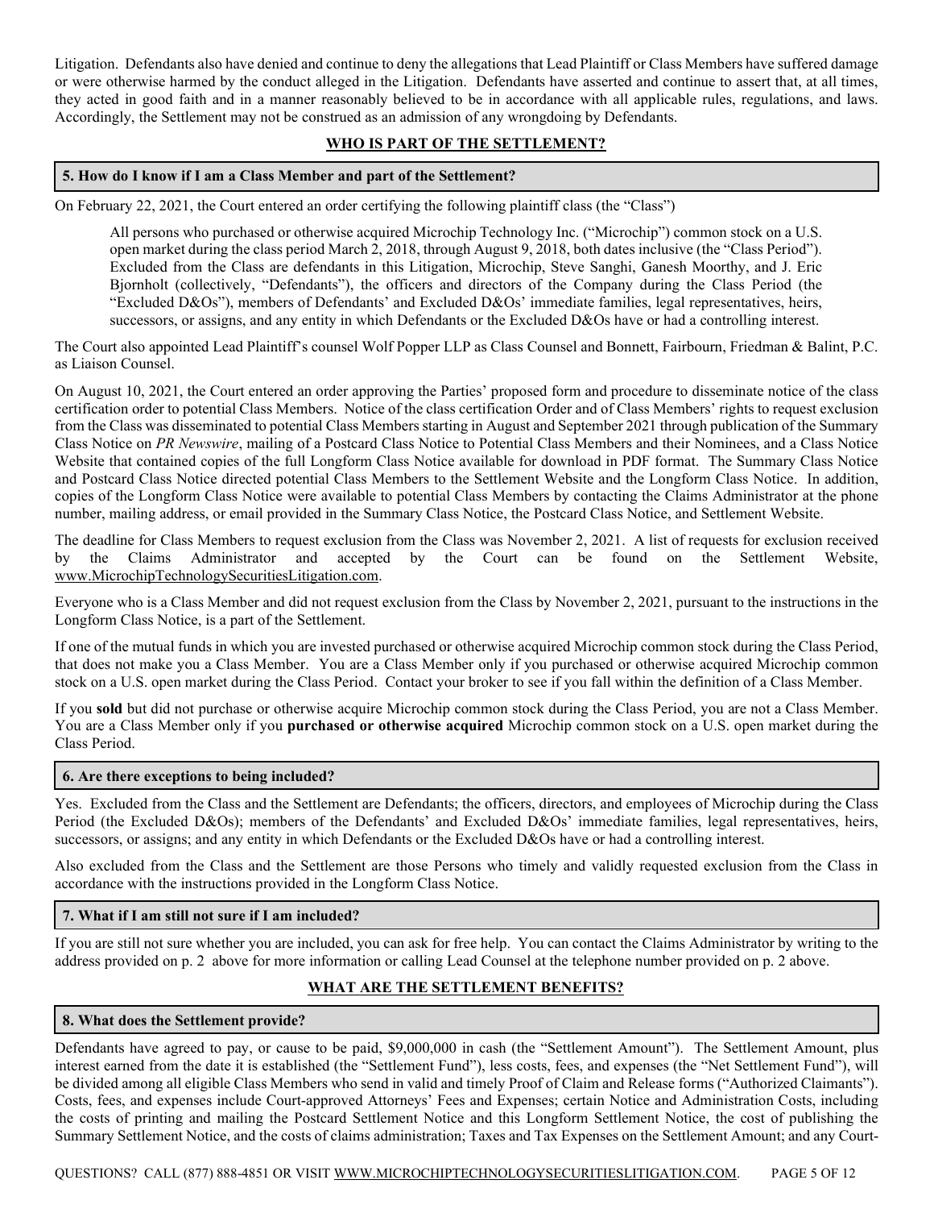Litigation. Defendants also have denied and continue to deny the allegations that Lead Plaintiff or Class Members have suffered damage or were otherwise harmed by the conduct alleged in the Litigation. Defendants have asserted and continue to assert that, at all times, they acted in good faith and in a manner reasonably believed to be in accordance with all applicable rules, regulations, and laws. Accordingly, the Settlement may not be construed as an admission of any wrongdoing by Defendants.

## WHO IS PART OF THE SETTLEMENT?

### 5. How do I know if I am a Class Member and part of the Settlement?

On February 22, 2021, the Court entered an order certifying the following plaintiff class (the "Class")

> All persons who purchased or otherwise acquired Microchip Technology Inc. ("Microchip") common stock on a U.S. open market during the class period March 2, 2018, through August 9, 2018, both dates inclusive (the "Class Period"). Excluded from the Class are defendants in this Litigation, Microchip, Steve Sanghi, Ganesh Moorthy, and J. Eric Bjornholt (collectively, "Defendants"), the officers and directors of the Company during the Class Period (the "Excluded D&Os"), members of Defendants' and Excluded D&Os' immediate families, legal representatives, heirs, successors, or assigns, and any entity in which Defendants or the Excluded D&Os have or had a controlling interest.

The Court also appointed Lead Plaintiff's counsel Wolf Popper LLP as Class Counsel and Bonnett, Fairbourn, Friedman & Balint, P.C. as Liaison Counsel.

On August 10, 2021, the Court entered an order approving the Parties' proposed form and procedure to disseminate notice of the class certification order to potential Class Members. Notice of the class certification Order and of Class Members' rights to request exclusion from the Class was disseminated to potential Class Members starting in August and September 2021 through publication of the Summary Class Notice on *PR Newswire*, mailing of a Postcard Class Notice to Potential Class Members and their Nominees, and a Class Notice Website that contained copies of the full Longform Class Notice available for download in PDF format. The Summary Class Notice and Postcard Class Notice directed potential Class Members to the Settlement Website and the Longform Class Notice. In addition, copies of the Longform Class Notice were available to potential Class Members by contacting the Claims Administrator at the phone number, mailing address, or email provided in the Summary Class Notice, the Postcard Class Notice, and Settlement Website.

The deadline for Class Members to request exclusion from the Class was November 2, 2021. A list of requests for exclusion received by the Claims Administrator and accepted by the Court can be found on the Settlement Website, www.MicrochipTechnologySecuritiesLitigation.com.

Everyone who is a Class Member and did not request exclusion from the Class by November 2, 2021, pursuant to the instructions in the Longform Class Notice, is a part of the Settlement.

If one of the mutual funds in which you are invested purchased or otherwise acquired Microchip common stock during the Class Period, that does not make you a Class Member. You are a Class Member only if you purchased or otherwise acquired Microchip common stock on a U.S. open market during the Class Period. Contact your broker to see if you fall within the definition of a Class Member.

If you **sold** but did not purchase or otherwise acquire Microchip common stock during the Class Period, you are not a Class Member. You are a Class Member only if you **purchased or otherwise acquired** Microchip common stock on a U.S. open market during the Class Period.

### 6. Are there exceptions to being included?

Yes. Excluded from the Class and the Settlement are Defendants; the officers, directors, and employees of Microchip during the Class Period (the Excluded D&Os); members of the Defendants' and Excluded D&Os' immediate families, legal representatives, heirs, successors, or assigns; and any entity in which Defendants or the Excluded D&Os have or had a controlling interest.

Also excluded from the Class and the Settlement are those Persons who timely and validly requested exclusion from the Class in accordance with the instructions provided in the Longform Class Notice.

### 7. What if I am still not sure if I am included?

If you are still not sure whether you are included, you can ask for free help. You can contact the Claims Administrator by writing to the address provided on p. 2 above for more information or calling Lead Counsel at the telephone number provided on p. 2 above.

## WHAT ARE THE SETTLEMENT BENEFITS?

### 8. What does the Settlement provide?

Defendants have agreed to pay, or cause to be paid, $9,000,000 in cash (the "Settlement Amount"). The Settlement Amount, plus interest earned from the date it is established (the "Settlement Fund"), less costs, fees, and expenses (the "Net Settlement Fund"), will be divided among all eligible Class Members who send in valid and timely Proof of Claim and Release forms ("Authorized Claimants"). Costs, fees, and expenses include Court-approved Attorneys' Fees and Expenses; certain Notice and Administration Costs, including the costs of printing and mailing the Postcard Settlement Notice and this Longform Settlement Notice, the cost of publishing the Summary Settlement Notice, and the costs of claims administration; Taxes and Tax Expenses on the Settlement Amount; and any Court-

QUESTIONS? CALL (877) 888-4851 OR VISIT WWW.MICROCHIPTECHNOLOGYSECURITIESLITIGATION.COM.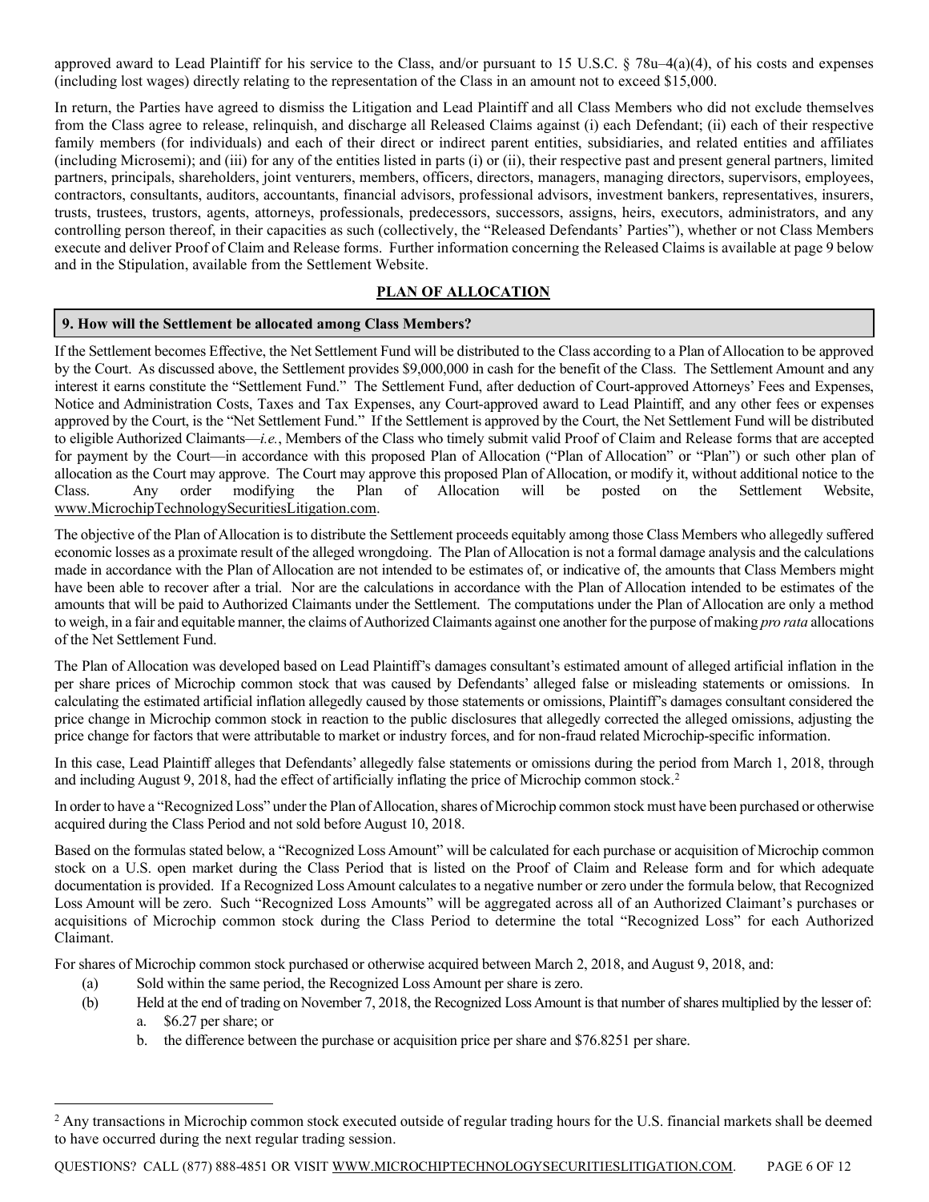approved award to Lead Plaintiff for his service to the Class, and/or pursuant to 15 U.S.C. § 78u–4(a)(4), of his costs and expenses (including lost wages) directly relating to the representation of the Class in an amount not to exceed $15,000.

In return, the Parties have agreed to dismiss the Litigation and Lead Plaintiff and all Class Members who did not exclude themselves from the Class agree to release, relinquish, and discharge all Released Claims against (i) each Defendant; (ii) each of their respective family members (for individuals) and each of their direct or indirect parent entities, subsidiaries, and related entities and affiliates (including Microsemi); and (iii) for any of the entities listed in parts (i) or (ii), their respective past and present general partners, limited partners, principals, shareholders, joint venturers, members, officers, directors, managers, managing directors, supervisors, employees, contractors, consultants, auditors, accountants, financial advisors, professional advisors, investment bankers, representatives, insurers, trusts, trustees, trustors, agents, attorneys, professionals, predecessors, successors, assigns, heirs, executors, administrators, and any controlling person thereof, in their capacities as such (collectively, the "Released Defendants' Parties"), whether or not Class Members execute and deliver Proof of Claim and Release forms. Further information concerning the Released Claims is available at page 9 below and in the Stipulation, available from the Settlement Website.

## PLAN OF ALLOCATION

### 9. How will the Settlement be allocated among Class Members?

If the Settlement becomes Effective, the Net Settlement Fund will be distributed to the Class according to a Plan of Allocation to be approved by the Court. As discussed above, the Settlement provides $9,000,000 in cash for the benefit of the Class. The Settlement Amount and any interest it earns constitute the "Settlement Fund." The Settlement Fund, after deduction of Court-approved Attorneys' Fees and Expenses, Notice and Administration Costs, Taxes and Tax Expenses, any Court-approved award to Lead Plaintiff, and any other fees or expenses approved by the Court, is the "Net Settlement Fund." If the Settlement is approved by the Court, the Net Settlement Fund will be distributed to eligible Authorized Claimants—*i.e.*, Members of the Class who timely submit valid Proof of Claim and Release forms that are accepted for payment by the Court—in accordance with this proposed Plan of Allocation ("Plan of Allocation" or "Plan") or such other plan of allocation as the Court may approve. The Court may approve this proposed Plan of Allocation, or modify it, without additional notice to the Class. Any order modifying the Plan of Allocation will be posted on the Settlement Website, www.MicrochipTechnologySecuritiesLitigation.com.

The objective of the Plan of Allocation is to distribute the Settlement proceeds equitably among those Class Members who allegedly suffered economic losses as a proximate result of the alleged wrongdoing. The Plan of Allocation is not a formal damage analysis and the calculations made in accordance with the Plan of Allocation are not intended to be estimates of, or indicative of, the amounts that Class Members might have been able to recover after a trial. Nor are the calculations in accordance with the Plan of Allocation intended to be estimates of the amounts that will be paid to Authorized Claimants under the Settlement. The computations under the Plan of Allocation are only a method to weigh, in a fair and equitable manner, the claims of Authorized Claimants against one another for the purpose of making *pro rata* allocations of the Net Settlement Fund.

The Plan of Allocation was developed based on Lead Plaintiff's damages consultant's estimated amount of alleged artificial inflation in the per share prices of Microchip common stock that was caused by Defendants' alleged false or misleading statements or omissions. In calculating the estimated artificial inflation allegedly caused by those statements or omissions, Plaintiff's damages consultant considered the price change in Microchip common stock in reaction to the public disclosures that allegedly corrected the alleged omissions, adjusting the price change for factors that were attributable to market or industry forces, and for non-fraud related Microchip-specific information.

In this case, Lead Plaintiff alleges that Defendants' allegedly false statements or omissions during the period from March 1, 2018, through and including August 9, 2018, had the effect of artificially inflating the price of Microchip common stock.[2]

In order to have a "Recognized Loss" under the Plan of Allocation, shares of Microchip common stock must have been purchased or otherwise acquired during the Class Period and not sold before August 10, 2018.

Based on the formulas stated below, a "Recognized Loss Amount" will be calculated for each purchase or acquisition of Microchip common stock on a U.S. open market during the Class Period that is listed on the Proof of Claim and Release form and for which adequate documentation is provided. If a Recognized Loss Amount calculates to a negative number or zero under the formula below, that Recognized Loss Amount will be zero. Such "Recognized Loss Amounts" will be aggregated across all of an Authorized Claimant's purchases or acquisitions of Microchip common stock during the Class Period to determine the total "Recognized Loss" for each Authorized Claimant.

For shares of Microchip common stock purchased or otherwise acquired between March 2, 2018, and August 9, 2018, and:

(a) Sold within the same period, the Recognized Loss Amount per share is zero.

(b) Held at the end of trading on November 7, 2018, the Recognized Loss Amount is that number of shares multiplied by the lesser of:
   a. $6.27 per share; or
   b. the difference between the purchase or acquisition price per share and $76.8251 per share.

---

[2] Any transactions in Microchip common stock executed outside of regular trading hours for the U.S. financial markets shall be deemed to have occurred during the next regular trading session.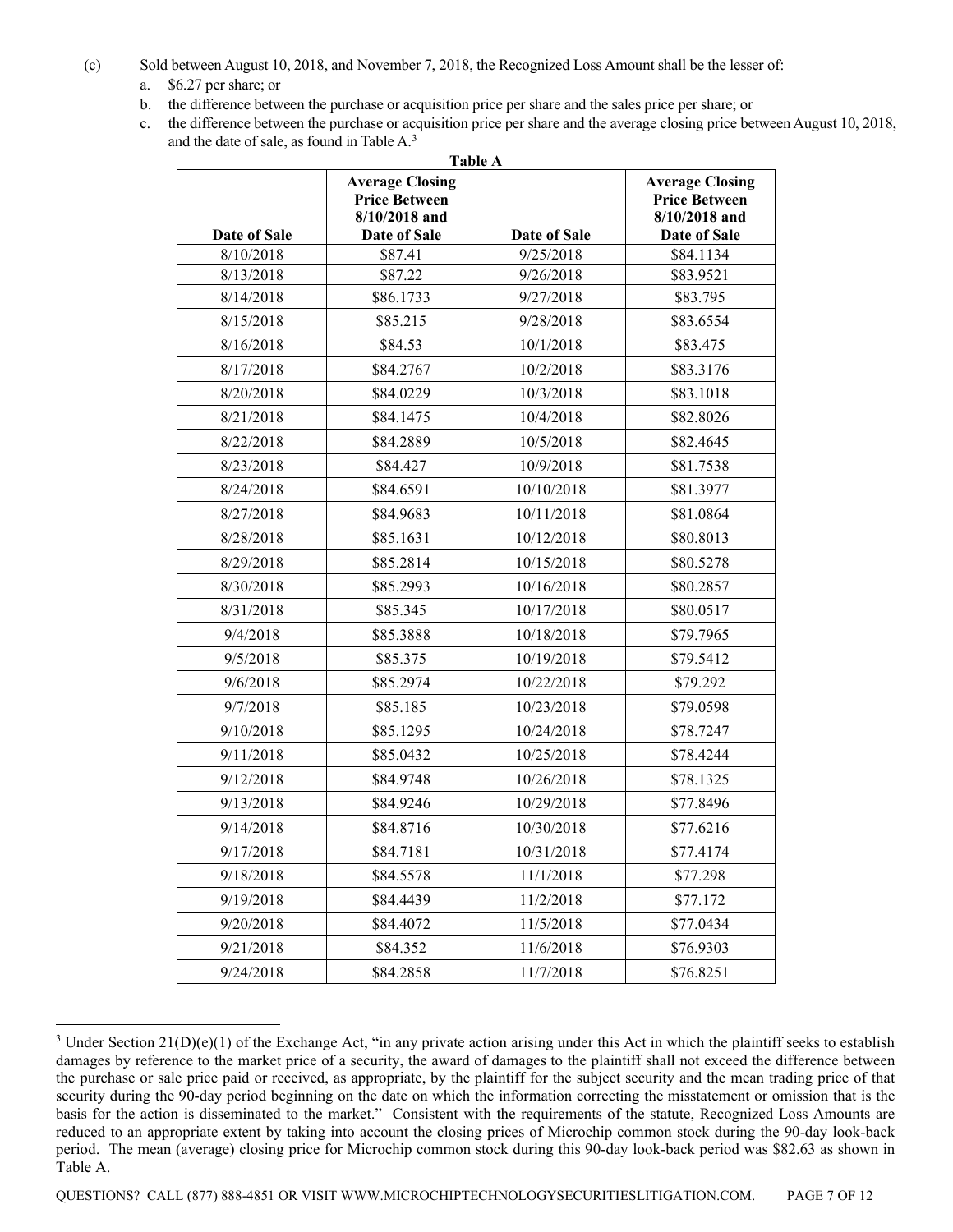(c) Sold between August 10, 2018, and November 7, 2018, the Recognized Loss Amount shall be the lesser of:

a. $6.27 per share; or

b. the difference between the purchase or acquisition price per share and the sales price per share; or

c. the difference between the purchase or acquisition price per share and the average closing price between August 10, 2018, and the date of sale, as found in Table A.[3]

**Table A**

| Date of Sale | Average Closing Price Between 8/10/2018 and Date of Sale | Date of Sale | Average Closing Price Between 8/10/2018 and Date of Sale |
|---|---|---|---|
| 8/10/2018 | $87.41 | 9/25/2018 | $84.1134 |
| 8/13/2018 | $87.22 | 9/26/2018 | $83.9521 |
| 8/14/2018 | $86.1733 | 9/27/2018 | $83.795 |
| 8/15/2018 | $85.215 | 9/28/2018 | $83.6554 |
| 8/16/2018 | $84.53 | 10/1/2018 | $83.475 |
| 8/17/2018 | $84.2767 | 10/2/2018 | $83.3176 |
| 8/20/2018 | $84.0229 | 10/3/2018 | $83.1018 |
| 8/21/2018 | $84.1475 | 10/4/2018 | $82.8026 |
| 8/22/2018 | $84.2889 | 10/5/2018 | $82.4645 |
| 8/23/2018 | $84.427 | 10/9/2018 | $81.7538 |
| 8/24/2018 | $84.6591 | 10/10/2018 | $81.3977 |
| 8/27/2018 | $84.9683 | 10/11/2018 | $81.0864 |
| 8/28/2018 | $85.1631 | 10/12/2018 | $80.8013 |
| 8/29/2018 | $85.2814 | 10/15/2018 | $80.5278 |
| 8/30/2018 | $85.2993 | 10/16/2018 | $80.2857 |
| 8/31/2018 | $85.345 | 10/17/2018 | $80.0517 |
| 9/4/2018 | $85.3888 | 10/18/2018 | $79.7965 |
| 9/5/2018 | $85.375 | 10/19/2018 | $79.5412 |
| 9/6/2018 | $85.2974 | 10/22/2018 | $79.292 |
| 9/7/2018 | $85.185 | 10/23/2018 | $79.0598 |
| 9/10/2018 | $85.1295 | 10/24/2018 | $78.7247 |
| 9/11/2018 | $85.0432 | 10/25/2018 | $78.4244 |
| 9/12/2018 | $84.9748 | 10/26/2018 | $78.1325 |
| 9/13/2018 | $84.9246 | 10/29/2018 | $77.8496 |
| 9/14/2018 | $84.8716 | 10/30/2018 | $77.6216 |
| 9/17/2018 | $84.7181 | 10/31/2018 | $77.4174 |
| 9/18/2018 | $84.5578 | 11/1/2018 | $77.298 |
| 9/19/2018 | $84.4439 | 11/2/2018 | $77.172 |
| 9/20/2018 | $84.4072 | 11/5/2018 | $77.0434 |
| 9/21/2018 | $84.352 | 11/6/2018 | $76.9303 |
| 9/24/2018 | $84.2858 | 11/7/2018 | $76.8251 |

[3] Under Section 21(D)(e)(1) of the Exchange Act, "in any private action arising under this Act in which the plaintiff seeks to establish damages by reference to the market price of a security, the award of damages to the plaintiff shall not exceed the difference between the purchase or sale price paid or received, as appropriate, by the plaintiff for the subject security and the mean trading price of that security during the 90-day period beginning on the date on which the information correcting the misstatement or omission that is the basis for the action is disseminated to the market." Consistent with the requirements of the statute, Recognized Loss Amounts are reduced to an appropriate extent by taking into account the closing prices of Microchip common stock during the 90-day look-back period. The mean (average) closing price for Microchip common stock during this 90-day look-back period was $82.63 as shown in Table A.

QUESTIONS? CALL (877) 888-4851 OR VISIT WWW.MICROCHIPTECHNOLOGYSECURITIESLITIGATION.COM.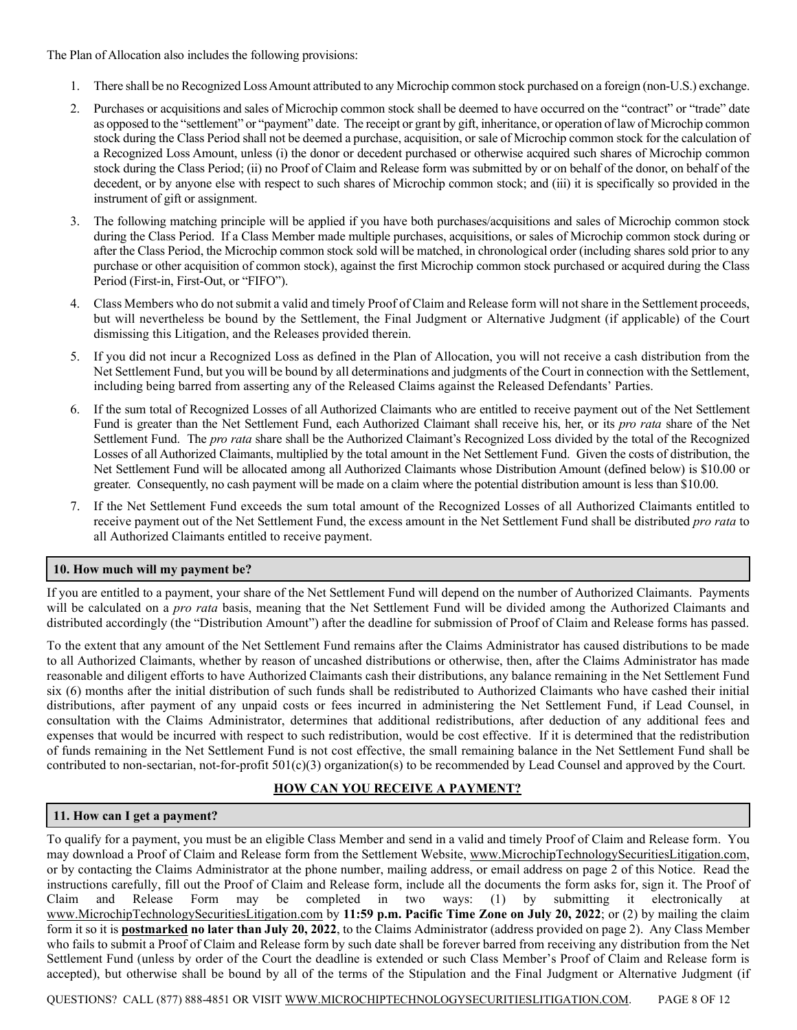The Plan of Allocation also includes the following provisions:

1. There shall be no Recognized Loss Amount attributed to any Microchip common stock purchased on a foreign (non-U.S.) exchange.
2. Purchases or acquisitions and sales of Microchip common stock shall be deemed to have occurred on the "contract" or "trade" date as opposed to the "settlement" or "payment" date. The receipt or grant by gift, inheritance, or operation of law of Microchip common stock during the Class Period shall not be deemed a purchase, acquisition, or sale of Microchip common stock for the calculation of a Recognized Loss Amount, unless (i) the donor or decedent purchased or otherwise acquired such shares of Microchip common stock during the Class Period; (ii) no Proof of Claim and Release form was submitted by or on behalf of the donor, on behalf of the decedent, or by anyone else with respect to such shares of Microchip common stock; and (iii) it is specifically so provided in the instrument of gift or assignment.
3. The following matching principle will be applied if you have both purchases/acquisitions and sales of Microchip common stock during the Class Period. If a Class Member made multiple purchases, acquisitions, or sales of Microchip common stock during or after the Class Period, the Microchip common stock sold will be matched, in chronological order (including shares sold prior to any purchase or other acquisition of common stock), against the first Microchip common stock purchased or acquired during the Class Period (First-in, First-Out, or "FIFO").
4. Class Members who do not submit a valid and timely Proof of Claim and Release form will not share in the Settlement proceeds, but will nevertheless be bound by the Settlement, the Final Judgment or Alternative Judgment (if applicable) of the Court dismissing this Litigation, and the Releases provided therein.
5. If you did not incur a Recognized Loss as defined in the Plan of Allocation, you will not receive a cash distribution from the Net Settlement Fund, but you will be bound by all determinations and judgments of the Court in connection with the Settlement, including being barred from asserting any of the Released Claims against the Released Defendants' Parties.
6. If the sum total of Recognized Losses of all Authorized Claimants who are entitled to receive payment out of the Net Settlement Fund is greater than the Net Settlement Fund, each Authorized Claimant shall receive his, her, or its *pro rata* share of the Net Settlement Fund. The *pro rata* share shall be the Authorized Claimant's Recognized Loss divided by the total of the Recognized Losses of all Authorized Claimants, multiplied by the total amount in the Net Settlement Fund. Given the costs of distribution, the Net Settlement Fund will be allocated among all Authorized Claimants whose Distribution Amount (defined below) is $10.00 or greater. Consequently, no cash payment will be made on a claim where the potential distribution amount is less than $10.00.
7. If the Net Settlement Fund exceeds the sum total amount of the Recognized Losses of all Authorized Claimants entitled to receive payment out of the Net Settlement Fund, the excess amount in the Net Settlement Fund shall be distributed *pro rata* to all Authorized Claimants entitled to receive payment.

### 10. How much will my payment be?

If you are entitled to a payment, your share of the Net Settlement Fund will depend on the number of Authorized Claimants. Payments will be calculated on a *pro rata* basis, meaning that the Net Settlement Fund will be divided among the Authorized Claimants and distributed accordingly (the "Distribution Amount") after the deadline for submission of Proof of Claim and Release forms has passed.

To the extent that any amount of the Net Settlement Fund remains after the Claims Administrator has caused distributions to be made to all Authorized Claimants, whether by reason of uncashed distributions or otherwise, then, after the Claims Administrator has made reasonable and diligent efforts to have Authorized Claimants cash their distributions, any balance remaining in the Net Settlement Fund six (6) months after the initial distribution of such funds shall be redistributed to Authorized Claimants who have cashed their initial distributions, after payment of any unpaid costs or fees incurred in administering the Net Settlement Fund, if Lead Counsel, in consultation with the Claims Administrator, determines that additional redistributions, after deduction of any additional fees and expenses that would be incurred with respect to such redistribution, would be cost effective. If it is determined that the redistribution of funds remaining in the Net Settlement Fund is not cost effective, the small remaining balance in the Net Settlement Fund shall be contributed to non-sectarian, not-for-profit 501(c)(3) organization(s) to be recommended by Lead Counsel and approved by the Court.

## HOW CAN YOU RECEIVE A PAYMENT?

### 11. How can I get a payment?

To qualify for a payment, you must be an eligible Class Member and send in a valid and timely Proof of Claim and Release form. You may download a Proof of Claim and Release form from the Settlement Website, www.MicrochipTechnologySecuritiesLitigation.com, or by contacting the Claims Administrator at the phone number, mailing address, or email address on page 2 of this Notice. Read the instructions carefully, fill out the Proof of Claim and Release form, include all the documents the form asks for, sign it. The Proof of Claim and Release Form may be completed in two ways: (1) by submitting it electronically at www.MicrochipTechnologySecuritiesLitigation.com by **11:59 p.m. Pacific Time Zone on July 20, 2022**; or (2) by mailing the claim form it so it is **postmarked no later than July 20, 2022**, to the Claims Administrator (address provided on page 2). Any Class Member who fails to submit a Proof of Claim and Release form by such date shall be forever barred from receiving any distribution from the Net Settlement Fund (unless by order of the Court the deadline is extended or such Class Member's Proof of Claim and Release form is accepted), but otherwise shall be bound by all of the terms of the Stipulation and the Final Judgment or Alternative Judgment (if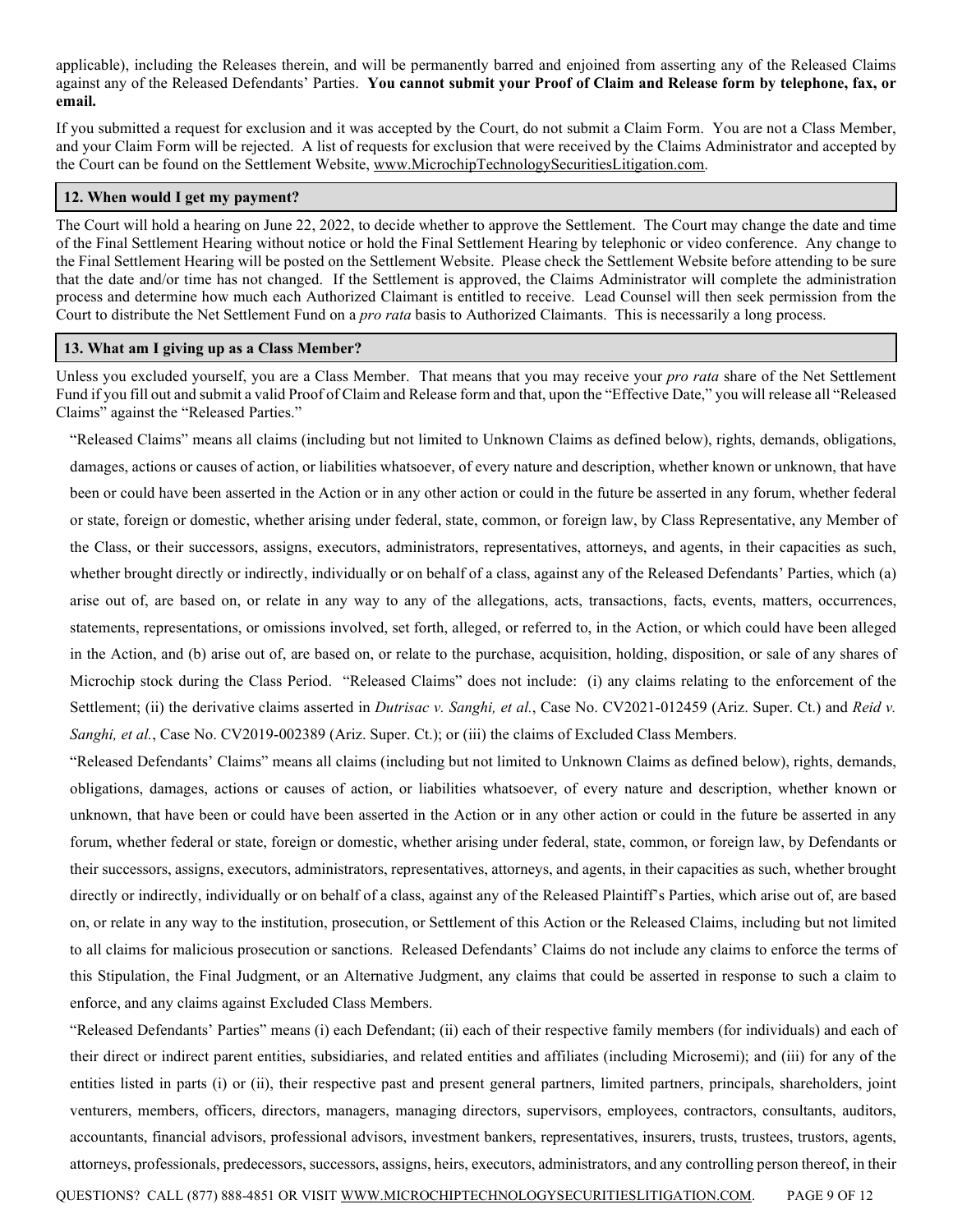applicable), including the Releases therein, and will be permanently barred and enjoined from asserting any of the Released Claims against any of the Released Defendants' Parties. **You cannot submit your Proof of Claim and Release form by telephone, fax, or email.**

If you submitted a request for exclusion and it was accepted by the Court, do not submit a Claim Form. You are not a Class Member, and your Claim Form will be rejected. A list of requests for exclusion that were received by the Claims Administrator and accepted by the Court can be found on the Settlement Website, www.MicrochipTechnologySecuritiesLitigation.com.

### 12. When would I get my payment?

The Court will hold a hearing on June 22, 2022, to decide whether to approve the Settlement. The Court may change the date and time of the Final Settlement Hearing without notice or hold the Final Settlement Hearing by telephonic or video conference. Any change to the Final Settlement Hearing will be posted on the Settlement Website. Please check the Settlement Website before attending to be sure that the date and/or time has not changed. If the Settlement is approved, the Claims Administrator will complete the administration process and determine how much each Authorized Claimant is entitled to receive. Lead Counsel will then seek permission from the Court to distribute the Net Settlement Fund on a *pro rata* basis to Authorized Claimants. This is necessarily a long process.

### 13. What am I giving up as a Class Member?

Unless you excluded yourself, you are a Class Member. That means that you may receive your *pro rata* share of the Net Settlement Fund if you fill out and submit a valid Proof of Claim and Release form and that, upon the "Effective Date," you will release all "Released Claims" against the "Released Parties."

"Released Claims" means all claims (including but not limited to Unknown Claims as defined below), rights, demands, obligations, damages, actions or causes of action, or liabilities whatsoever, of every nature and description, whether known or unknown, that have been or could have been asserted in the Action or in any other action or could in the future be asserted in any forum, whether federal or state, foreign or domestic, whether arising under federal, state, common, or foreign law, by Class Representative, any Member of the Class, or their successors, assigns, executors, administrators, representatives, attorneys, and agents, in their capacities as such, whether brought directly or indirectly, individually or on behalf of a class, against any of the Released Defendants' Parties, which (a) arise out of, are based on, or relate in any way to any of the allegations, acts, transactions, facts, events, matters, occurrences, statements, representations, or omissions involved, set forth, alleged, or referred to, in the Action, or which could have been alleged in the Action, and (b) arise out of, are based on, or relate to the purchase, acquisition, holding, disposition, or sale of any shares of Microchip stock during the Class Period. "Released Claims" does not include: (i) any claims relating to the enforcement of the Settlement; (ii) the derivative claims asserted in *Dutrisac v. Sanghi, et al.*, Case No. CV2021-012459 (Ariz. Super. Ct.) and *Reid v. Sanghi, et al.*, Case No. CV2019-002389 (Ariz. Super. Ct.); or (iii) the claims of Excluded Class Members.

"Released Defendants' Claims" means all claims (including but not limited to Unknown Claims as defined below), rights, demands, obligations, damages, actions or causes of action, or liabilities whatsoever, of every nature and description, whether known or unknown, that have been or could have been asserted in the Action or in any other action or could in the future be asserted in any forum, whether federal or state, foreign or domestic, whether arising under federal, state, common, or foreign law, by Defendants or their successors, assigns, executors, administrators, representatives, attorneys, and agents, in their capacities as such, whether brought directly or indirectly, individually or on behalf of a class, against any of the Released Plaintiff's Parties, which arise out of, are based on, or relate in any way to the institution, prosecution, or Settlement of this Action or the Released Claims, including but not limited to all claims for malicious prosecution or sanctions. Released Defendants' Claims do not include any claims to enforce the terms of this Stipulation, the Final Judgment, or an Alternative Judgment, any claims that could be asserted in response to such a claim to enforce, and any claims against Excluded Class Members.

"Released Defendants' Parties" means (i) each Defendant; (ii) each of their respective family members (for individuals) and each of their direct or indirect parent entities, subsidiaries, and related entities and affiliates (including Microsemi); and (iii) for any of the entities listed in parts (i) or (ii), their respective past and present general partners, limited partners, principals, shareholders, joint venturers, members, officers, directors, managers, managing directors, supervisors, employees, contractors, consultants, auditors, accountants, financial advisors, professional advisors, investment bankers, representatives, insurers, trusts, trustees, trustors, agents, attorneys, professionals, predecessors, successors, assigns, heirs, executors, administrators, and any controlling person thereof, in their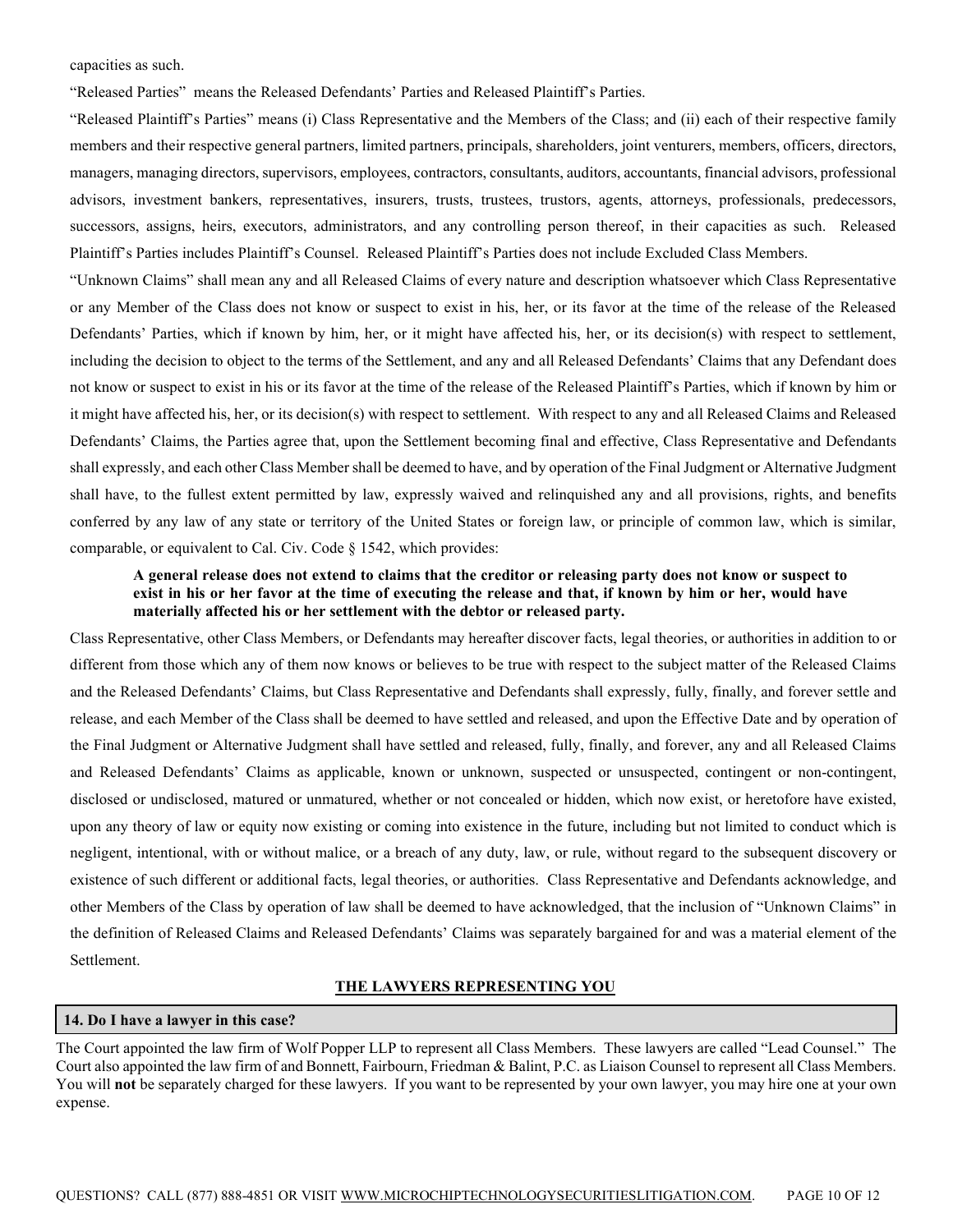capacities as such.

"Released Parties" means the Released Defendants' Parties and Released Plaintiff's Parties.

"Released Plaintiff's Parties" means (i) Class Representative and the Members of the Class; and (ii) each of their respective family members and their respective general partners, limited partners, principals, shareholders, joint venturers, members, officers, directors, managers, managing directors, supervisors, employees, contractors, consultants, auditors, accountants, financial advisors, professional advisors, investment bankers, representatives, insurers, trusts, trustees, trustors, agents, attorneys, professionals, predecessors, successors, assigns, heirs, executors, administrators, and any controlling person thereof, in their capacities as such. Released Plaintiff's Parties includes Plaintiff's Counsel. Released Plaintiff's Parties does not include Excluded Class Members.

"Unknown Claims" shall mean any and all Released Claims of every nature and description whatsoever which Class Representative or any Member of the Class does not know or suspect to exist in his, her, or its favor at the time of the release of the Released Defendants' Parties, which if known by him, her, or it might have affected his, her, or its decision(s) with respect to settlement, including the decision to object to the terms of the Settlement, and any and all Released Defendants' Claims that any Defendant does not know or suspect to exist in his or its favor at the time of the release of the Released Plaintiff's Parties, which if known by him or it might have affected his, her, or its decision(s) with respect to settlement. With respect to any and all Released Claims and Released Defendants' Claims, the Parties agree that, upon the Settlement becoming final and effective, Class Representative and Defendants shall expressly, and each other Class Member shall be deemed to have, and by operation of the Final Judgment or Alternative Judgment shall have, to the fullest extent permitted by law, expressly waived and relinquished any and all provisions, rights, and benefits conferred by any law of any state or territory of the United States or foreign law, or principle of common law, which is similar, comparable, or equivalent to Cal. Civ. Code § 1542, which provides:

> **A general release does not extend to claims that the creditor or releasing party does not know or suspect to exist in his or her favor at the time of executing the release and that, if known by him or her, would have materially affected his or her settlement with the debtor or released party.**

Class Representative, other Class Members, or Defendants may hereafter discover facts, legal theories, or authorities in addition to or different from those which any of them now knows or believes to be true with respect to the subject matter of the Released Claims and the Released Defendants' Claims, but Class Representative and Defendants shall expressly, fully, finally, and forever settle and release, and each Member of the Class shall be deemed to have settled and released, and upon the Effective Date and by operation of the Final Judgment or Alternative Judgment shall have settled and released, fully, finally, and forever, any and all Released Claims and Released Defendants' Claims as applicable, known or unknown, suspected or unsuspected, contingent or non-contingent, disclosed or undisclosed, matured or unmatured, whether or not concealed or hidden, which now exist, or heretofore have existed, upon any theory of law or equity now existing or coming into existence in the future, including but not limited to conduct which is negligent, intentional, with or without malice, or a breach of any duty, law, or rule, without regard to the subsequent discovery or existence of such different or additional facts, legal theories, or authorities. Class Representative and Defendants acknowledge, and other Members of the Class by operation of law shall be deemed to have acknowledged, that the inclusion of "Unknown Claims" in the definition of Released Claims and Released Defendants' Claims was separately bargained for and was a material element of the Settlement.

## THE LAWYERS REPRESENTING YOU

### 14. Do I have a lawyer in this case?

The Court appointed the law firm of Wolf Popper LLP to represent all Class Members. These lawyers are called "Lead Counsel." The Court also appointed the law firm of and Bonnett, Fairbourn, Friedman & Balint, P.C. as Liaison Counsel to represent all Class Members. You will **not** be separately charged for these lawyers. If you want to be represented by your own lawyer, you may hire one at your own expense.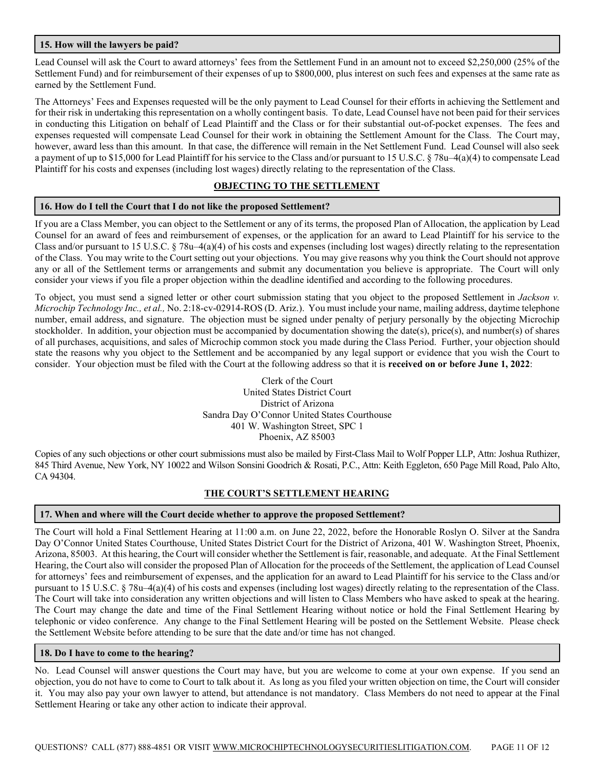### 15. How will the lawyers be paid?

Lead Counsel will ask the Court to award attorneys' fees from the Settlement Fund in an amount not to exceed $2,250,000 (25% of the Settlement Fund) and for reimbursement of their expenses of up to $800,000, plus interest on such fees and expenses at the same rate as earned by the Settlement Fund.

The Attorneys' Fees and Expenses requested will be the only payment to Lead Counsel for their efforts in achieving the Settlement and for their risk in undertaking this representation on a wholly contingent basis. To date, Lead Counsel have not been paid for their services in conducting this Litigation on behalf of Lead Plaintiff and the Class or for their substantial out-of-pocket expenses. The fees and expenses requested will compensate Lead Counsel for their work in obtaining the Settlement Amount for the Class. The Court may, however, award less than this amount. In that case, the difference will remain in the Net Settlement Fund. Lead Counsel will also seek a payment of up to $15,000 for Lead Plaintiff for his service to the Class and/or pursuant to 15 U.S.C. § 78u–4(a)(4) to compensate Lead Plaintiff for his costs and expenses (including lost wages) directly relating to the representation of the Class.

## OBJECTING TO THE SETTLEMENT

### 16. How do I tell the Court that I do not like the proposed Settlement?

If you are a Class Member, you can object to the Settlement or any of its terms, the proposed Plan of Allocation, the application by Lead Counsel for an award of fees and reimbursement of expenses, or the application for an award to Lead Plaintiff for his service to the Class and/or pursuant to 15 U.S.C. § 78u–4(a)(4) of his costs and expenses (including lost wages) directly relating to the representation of the Class. You may write to the Court setting out your objections. You may give reasons why you think the Court should not approve any or all of the Settlement terms or arrangements and submit any documentation you believe is appropriate. The Court will only consider your views if you file a proper objection within the deadline identified and according to the following procedures.

To object, you must send a signed letter or other court submission stating that you object to the proposed Settlement in *Jackson v. Microchip Technology Inc., et al.,* No. 2:18-cv-02914-ROS (D. Ariz.). You must include your name, mailing address, daytime telephone number, email address, and signature. The objection must be signed under penalty of perjury personally by the objecting Microchip stockholder. In addition, your objection must be accompanied by documentation showing the date(s), price(s), and number(s) of shares of all purchases, acquisitions, and sales of Microchip common stock you made during the Class Period. Further, your objection should state the reasons why you object to the Settlement and be accompanied by any legal support or evidence that you wish the Court to consider. Your objection must be filed with the Court at the following address so that it is **received on or before June 1, 2022**:

Clerk of the Court
United States District Court
District of Arizona
Sandra Day O'Connor United States Courthouse
401 W. Washington Street, SPC 1
Phoenix, AZ 85003

Copies of any such objections or other court submissions must also be mailed by First-Class Mail to Wolf Popper LLP, Attn: Joshua Ruthizer, 845 Third Avenue, New York, NY 10022 and Wilson Sonsini Goodrich & Rosati, P.C., Attn: Keith Eggleton, 650 Page Mill Road, Palo Alto, CA 94304.

## THE COURT'S SETTLEMENT HEARING

### 17. When and where will the Court decide whether to approve the proposed Settlement?

The Court will hold a Final Settlement Hearing at 11:00 a.m. on June 22, 2022, before the Honorable Roslyn O. Silver at the Sandra Day O'Connor United States Courthouse, United States District Court for the District of Arizona, 401 W. Washington Street, Phoenix, Arizona, 85003. At this hearing, the Court will consider whether the Settlement is fair, reasonable, and adequate. At the Final Settlement Hearing, the Court also will consider the proposed Plan of Allocation for the proceeds of the Settlement, the application of Lead Counsel for attorneys' fees and reimbursement of expenses, and the application for an award to Lead Plaintiff for his service to the Class and/or pursuant to 15 U.S.C. § 78u–4(a)(4) of his costs and expenses (including lost wages) directly relating to the representation of the Class. The Court will take into consideration any written objections and will listen to Class Members who have asked to speak at the hearing. The Court may change the date and time of the Final Settlement Hearing without notice or hold the Final Settlement Hearing by telephonic or video conference. Any change to the Final Settlement Hearing will be posted on the Settlement Website. Please check the Settlement Website before attending to be sure that the date and/or time has not changed.

### 18. Do I have to come to the hearing?

No. Lead Counsel will answer questions the Court may have, but you are welcome to come at your own expense. If you send an objection, you do not have to come to Court to talk about it. As long as you filed your written objection on time, the Court will consider it. You may also pay your own lawyer to attend, but attendance is not mandatory. Class Members do not need to appear at the Final Settlement Hearing or take any other action to indicate their approval.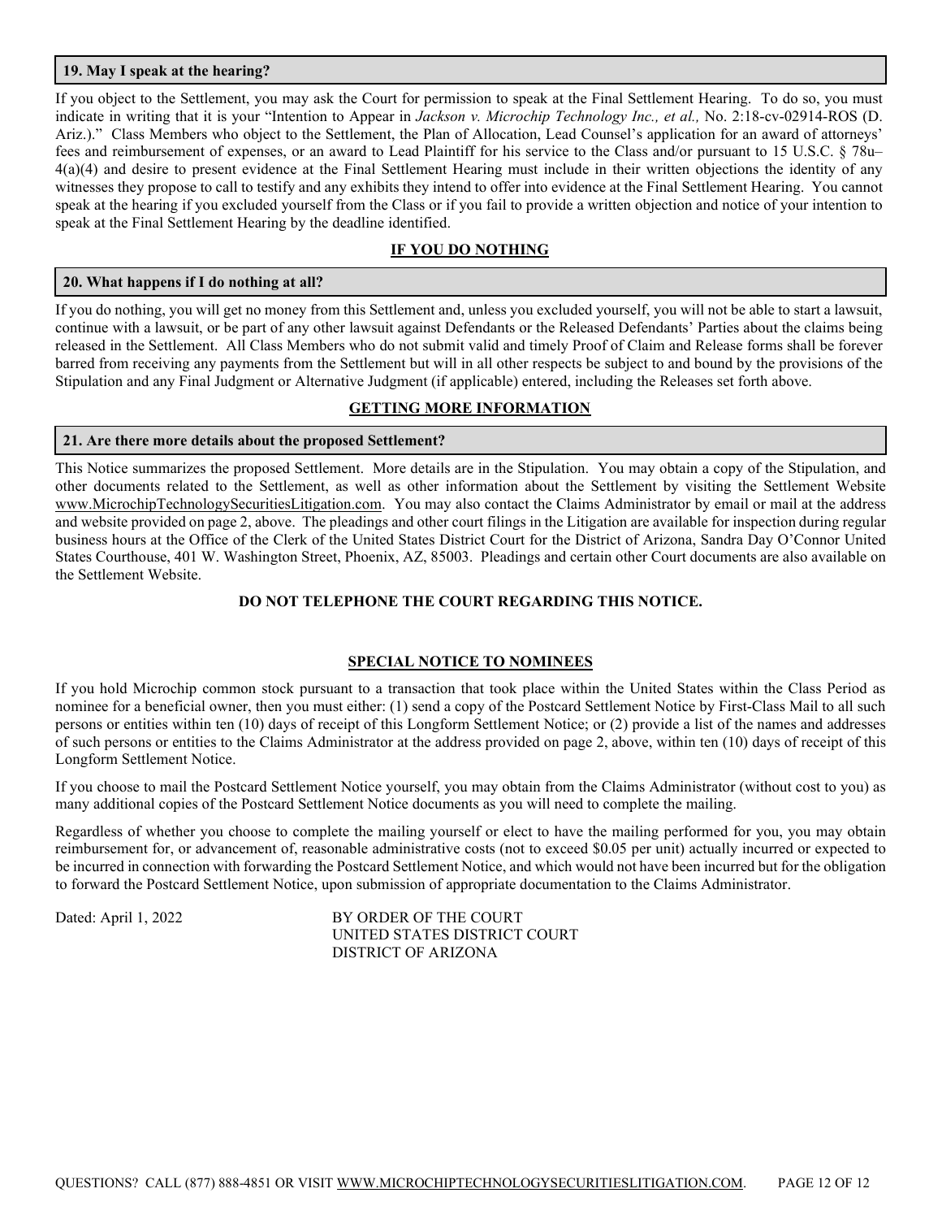### 19. May I speak at the hearing?

If you object to the Settlement, you may ask the Court for permission to speak at the Final Settlement Hearing. To do so, you must indicate in writing that it is your "Intention to Appear in *Jackson v. Microchip Technology Inc., et al.,* No. 2:18-cv-02914-ROS (D. Ariz.)." Class Members who object to the Settlement, the Plan of Allocation, Lead Counsel's application for an award of attorneys' fees and reimbursement of expenses, or an award to Lead Plaintiff for his service to the Class and/or pursuant to 15 U.S.C. § 78u–4(a)(4) and desire to present evidence at the Final Settlement Hearing must include in their written objections the identity of any witnesses they propose to call to testify and any exhibits they intend to offer into evidence at the Final Settlement Hearing. You cannot speak at the hearing if you excluded yourself from the Class or if you fail to provide a written objection and notice of your intention to speak at the Final Settlement Hearing by the deadline identified.

## IF YOU DO NOTHING

### 20. What happens if I do nothing at all?

If you do nothing, you will get no money from this Settlement and, unless you excluded yourself, you will not be able to start a lawsuit, continue with a lawsuit, or be part of any other lawsuit against Defendants or the Released Defendants' Parties about the claims being released in the Settlement. All Class Members who do not submit valid and timely Proof of Claim and Release forms shall be forever barred from receiving any payments from the Settlement but will in all other respects be subject to and bound by the provisions of the Stipulation and any Final Judgment or Alternative Judgment (if applicable) entered, including the Releases set forth above.

## GETTING MORE INFORMATION

### 21. Are there more details about the proposed Settlement?

This Notice summarizes the proposed Settlement. More details are in the Stipulation. You may obtain a copy of the Stipulation, and other documents related to the Settlement, as well as other information about the Settlement by visiting the Settlement Website www.MicrochipTechnologySecuritiesLitigation.com. You may also contact the Claims Administrator by email or mail at the address and website provided on page 2, above. The pleadings and other court filings in the Litigation are available for inspection during regular business hours at the Office of the Clerk of the United States District Court for the District of Arizona, Sandra Day O'Connor United States Courthouse, 401 W. Washington Street, Phoenix, AZ, 85003. Pleadings and certain other Court documents are also available on the Settlement Website.

**DO NOT TELEPHONE THE COURT REGARDING THIS NOTICE.**

## SPECIAL NOTICE TO NOMINEES

If you hold Microchip common stock pursuant to a transaction that took place within the United States within the Class Period as nominee for a beneficial owner, then you must either: (1) send a copy of the Postcard Settlement Notice by First-Class Mail to all such persons or entities within ten (10) days of receipt of this Longform Settlement Notice; or (2) provide a list of the names and addresses of such persons or entities to the Claims Administrator at the address provided on page 2, above, within ten (10) days of receipt of this Longform Settlement Notice.

If you choose to mail the Postcard Settlement Notice yourself, you may obtain from the Claims Administrator (without cost to you) as many additional copies of the Postcard Settlement Notice documents as you will need to complete the mailing.

Regardless of whether you choose to complete the mailing yourself or elect to have the mailing performed for you, you may obtain reimbursement for, or advancement of, reasonable administrative costs (not to exceed $0.05 per unit) actually incurred or expected to be incurred in connection with forwarding the Postcard Settlement Notice, and which would not have been incurred but for the obligation to forward the Postcard Settlement Notice, upon submission of appropriate documentation to the Claims Administrator.

Dated: April 1, 2022

BY ORDER OF THE COURT
UNITED STATES DISTRICT COURT
DISTRICT OF ARIZONA